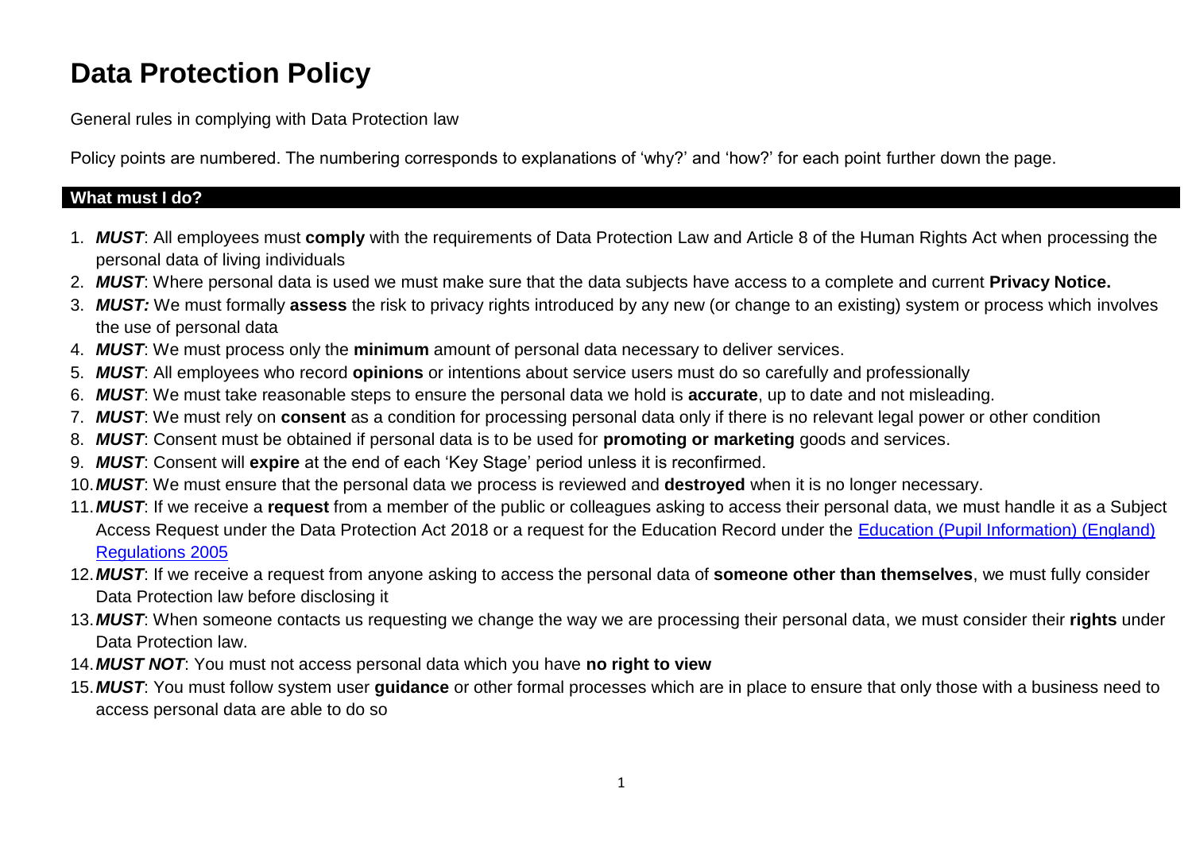# Data Protection Policy

General rules in complying with Data Protection law

Policy points are numbered. The numbering corresponds to explanations of 'why?' and 'how?' for each point further down the page.

## What must I do?

1. ***MUST***: All employees must **comply** with the requirements of Data Protection Law and Article 8 of the Human Rights Act when processing the personal data of living individuals
2. ***MUST***: Where personal data is used we must make sure that the data subjects have access to a complete and current **Privacy Notice.**
3. ***MUST:*** We must formally **assess** the risk to privacy rights introduced by any new (or change to an existing) system or process which involves the use of personal data
4. ***MUST***: We must process only the **minimum** amount of personal data necessary to deliver services.
5. ***MUST***: All employees who record **opinions** or intentions about service users must do so carefully and professionally
6. ***MUST***: We must take reasonable steps to ensure the personal data we hold is **accurate**, up to date and not misleading.
7. ***MUST***: We must rely on **consent** as a condition for processing personal data only if there is no relevant legal power or other condition
8. ***MUST***: Consent must be obtained if personal data is to be used for **promoting or marketing** goods and services.
9. ***MUST***: Consent will **expire** at the end of each 'Key Stage' period unless it is reconfirmed.
10. ***MUST***: We must ensure that the personal data we process is reviewed and **destroyed** when it is no longer necessary.
11. ***MUST***: If we receive a **request** from a member of the public or colleagues asking to access their personal data, we must handle it as a Subject Access Request under the Data Protection Act 2018 or a request for the Education Record under the Education (Pupil Information) (England) Regulations 2005
12. ***MUST***: If we receive a request from anyone asking to access the personal data of **someone other than themselves**, we must fully consider Data Protection law before disclosing it
13. ***MUST***: When someone contacts us requesting we change the way we are processing their personal data, we must consider their **rights** under Data Protection law.
14. ***MUST NOT***: You must not access personal data which you have **no right to view**
15. ***MUST***: You must follow system user **guidance** or other formal processes which are in place to ensure that only those with a business need to access personal data are able to do so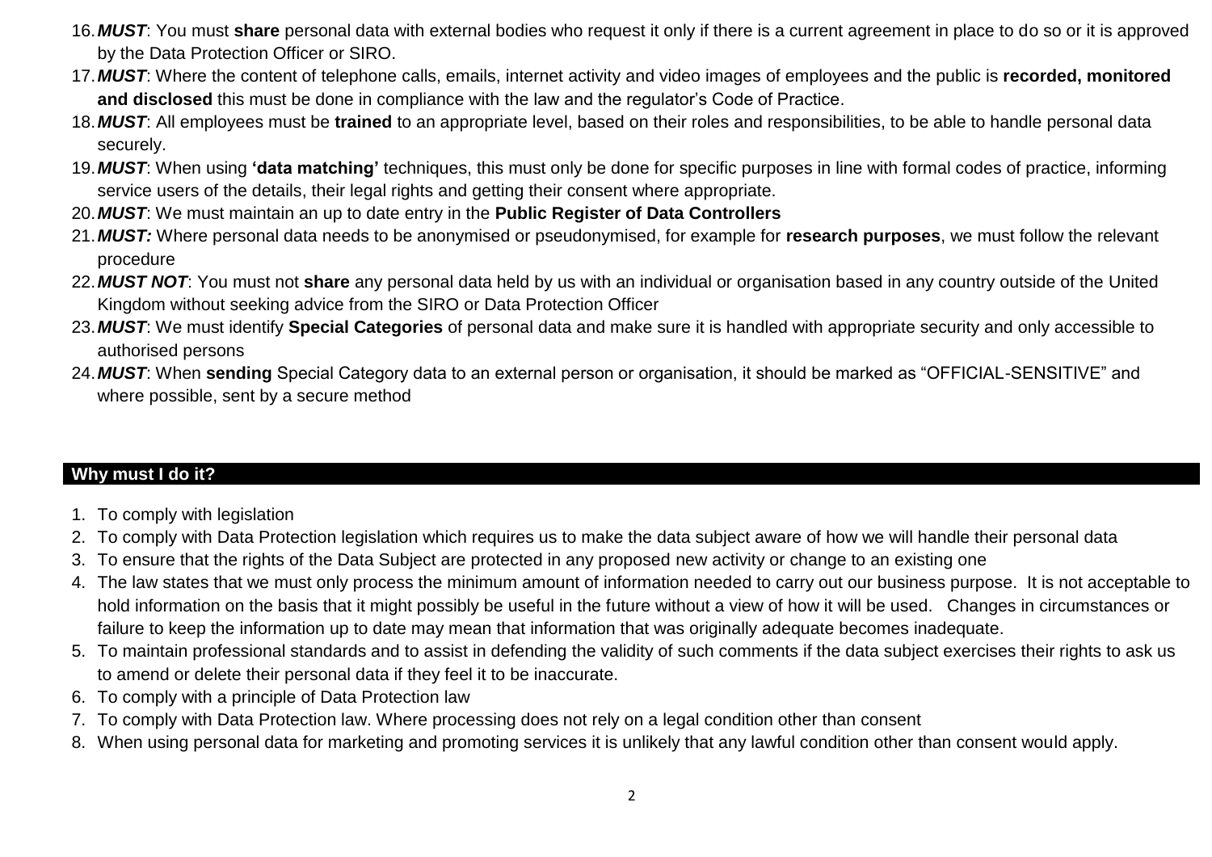16. ***MUST***: You must **share** personal data with external bodies who request it only if there is a current agreement in place to do so or it is approved by the Data Protection Officer or SIRO.
17. ***MUST***: Where the content of telephone calls, emails, internet activity and video images of employees and the public is **recorded, monitored and disclosed** this must be done in compliance with the law and the regulator's Code of Practice.
18. ***MUST***: All employees must be **trained** to an appropriate level, based on their roles and responsibilities, to be able to handle personal data securely.
19. ***MUST***: When using **'data matching'** techniques, this must only be done for specific purposes in line with formal codes of practice, informing service users of the details, their legal rights and getting their consent where appropriate.
20. ***MUST***: We must maintain an up to date entry in the **Public Register of Data Controllers**
21. ***MUST:*** Where personal data needs to be anonymised or pseudonymised, for example for **research purposes**, we must follow the relevant procedure
22. ***MUST NOT***: You must not **share** any personal data held by us with an individual or organisation based in any country outside of the United Kingdom without seeking advice from the SIRO or Data Protection Officer
23. ***MUST***: We must identify **Special Categories** of personal data and make sure it is handled with appropriate security and only accessible to authorised persons
24. ***MUST***: When **sending** Special Category data to an external person or organisation, it should be marked as "OFFICIAL-SENSITIVE" and where possible, sent by a secure method

## Why must I do it?

1. To comply with legislation
2. To comply with Data Protection legislation which requires us to make the data subject aware of how we will handle their personal data
3. To ensure that the rights of the Data Subject are protected in any proposed new activity or change to an existing one
4. The law states that we must only process the minimum amount of information needed to carry out our business purpose. It is not acceptable to hold information on the basis that it might possibly be useful in the future without a view of how it will be used. Changes in circumstances or failure to keep the information up to date may mean that information that was originally adequate becomes inadequate.
5. To maintain professional standards and to assist in defending the validity of such comments if the data subject exercises their rights to ask us to amend or delete their personal data if they feel it to be inaccurate.
6. To comply with a principle of Data Protection law
7. To comply with Data Protection law. Where processing does not rely on a legal condition other than consent
8. When using personal data for marketing and promoting services it is unlikely that any lawful condition other than consent would apply.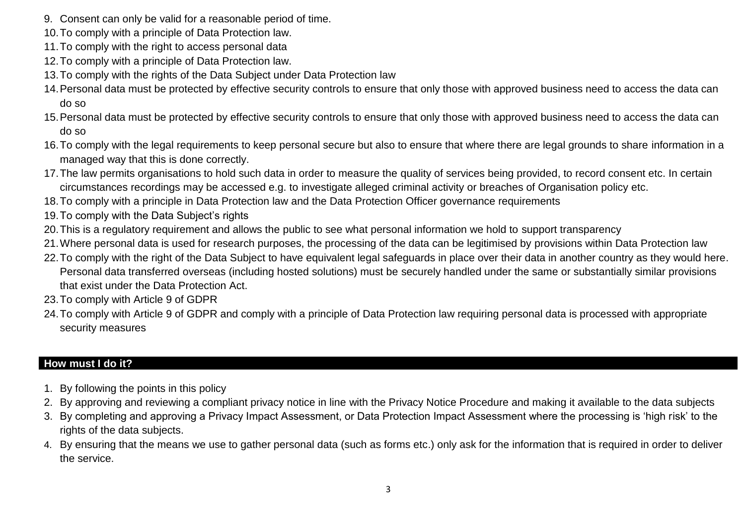9. Consent can only be valid for a reasonable period of time.
10. To comply with a principle of Data Protection law.
11. To comply with the right to access personal data
12. To comply with a principle of Data Protection law.
13. To comply with the rights of the Data Subject under Data Protection law
14. Personal data must be protected by effective security controls to ensure that only those with approved business need to access the data can do so
15. Personal data must be protected by effective security controls to ensure that only those with approved business need to access the data can do so
16. To comply with the legal requirements to keep personal secure but also to ensure that where there are legal grounds to share information in a managed way that this is done correctly.
17. The law permits organisations to hold such data in order to measure the quality of services being provided, to record consent etc. In certain circumstances recordings may be accessed e.g. to investigate alleged criminal activity or breaches of Organisation policy etc.
18. To comply with a principle in Data Protection law and the Data Protection Officer governance requirements
19. To comply with the Data Subject's rights
20. This is a regulatory requirement and allows the public to see what personal information we hold to support transparency
21. Where personal data is used for research purposes, the processing of the data can be legitimised by provisions within Data Protection law
22. To comply with the right of the Data Subject to have equivalent legal safeguards in place over their data in another country as they would here. Personal data transferred overseas (including hosted solutions) must be securely handled under the same or substantially similar provisions that exist under the Data Protection Act.
23. To comply with Article 9 of GDPR
24. To comply with Article 9 of GDPR and comply with a principle of Data Protection law requiring personal data is processed with appropriate security measures

## How must I do it?

1. By following the points in this policy
2. By approving and reviewing a compliant privacy notice in line with the Privacy Notice Procedure and making it available to the data subjects
3. By completing and approving a Privacy Impact Assessment, or Data Protection Impact Assessment where the processing is 'high risk' to the rights of the data subjects.
4. By ensuring that the means we use to gather personal data (such as forms etc.) only ask for the information that is required in order to deliver the service.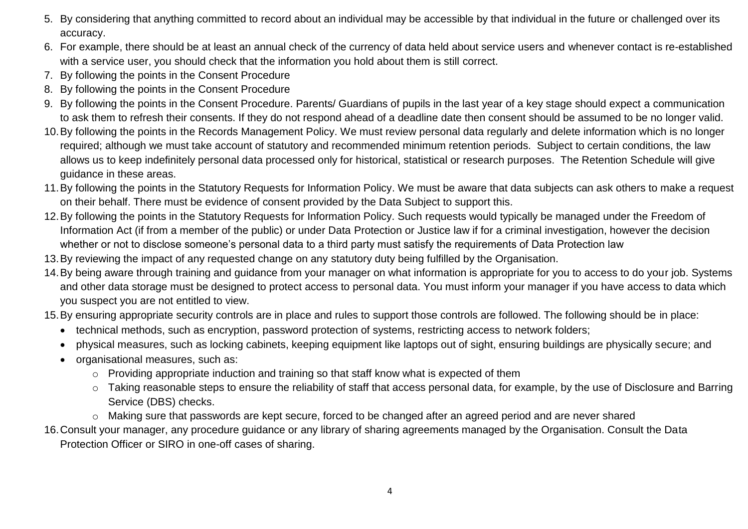5. By considering that anything committed to record about an individual may be accessible by that individual in the future or challenged over its accuracy.
6. For example, there should be at least an annual check of the currency of data held about service users and whenever contact is re-established with a service user, you should check that the information you hold about them is still correct.
7. By following the points in the Consent Procedure
8. By following the points in the Consent Procedure
9. By following the points in the Consent Procedure. Parents/ Guardians of pupils in the last year of a key stage should expect a communication to ask them to refresh their consents. If they do not respond ahead of a deadline date then consent should be assumed to be no longer valid.
10. By following the points in the Records Management Policy. We must review personal data regularly and delete information which is no longer required; although we must take account of statutory and recommended minimum retention periods. Subject to certain conditions, the law allows us to keep indefinitely personal data processed only for historical, statistical or research purposes. The Retention Schedule will give guidance in these areas.
11. By following the points in the Statutory Requests for Information Policy. We must be aware that data subjects can ask others to make a request on their behalf. There must be evidence of consent provided by the Data Subject to support this.
12. By following the points in the Statutory Requests for Information Policy. Such requests would typically be managed under the Freedom of Information Act (if from a member of the public) or under Data Protection or Justice law if for a criminal investigation, however the decision whether or not to disclose someone's personal data to a third party must satisfy the requirements of Data Protection law
13. By reviewing the impact of any requested change on any statutory duty being fulfilled by the Organisation.
14. By being aware through training and guidance from your manager on what information is appropriate for you to access to do your job. Systems and other data storage must be designed to protect access to personal data. You must inform your manager if you have access to data which you suspect you are not entitled to view.
15. By ensuring appropriate security controls are in place and rules to support those controls are followed. The following should be in place:
    - technical methods, such as encryption, password protection of systems, restricting access to network folders;
    - physical measures, such as locking cabinets, keeping equipment like laptops out of sight, ensuring buildings are physically secure; and
    - organisational measures, such as:
        - Providing appropriate induction and training so that staff know what is expected of them
        - Taking reasonable steps to ensure the reliability of staff that access personal data, for example, by the use of Disclosure and Barring Service (DBS) checks.
        - Making sure that passwords are kept secure, forced to be changed after an agreed period and are never shared
16. Consult your manager, any procedure guidance or any library of sharing agreements managed by the Organisation. Consult the Data Protection Officer or SIRO in one-off cases of sharing.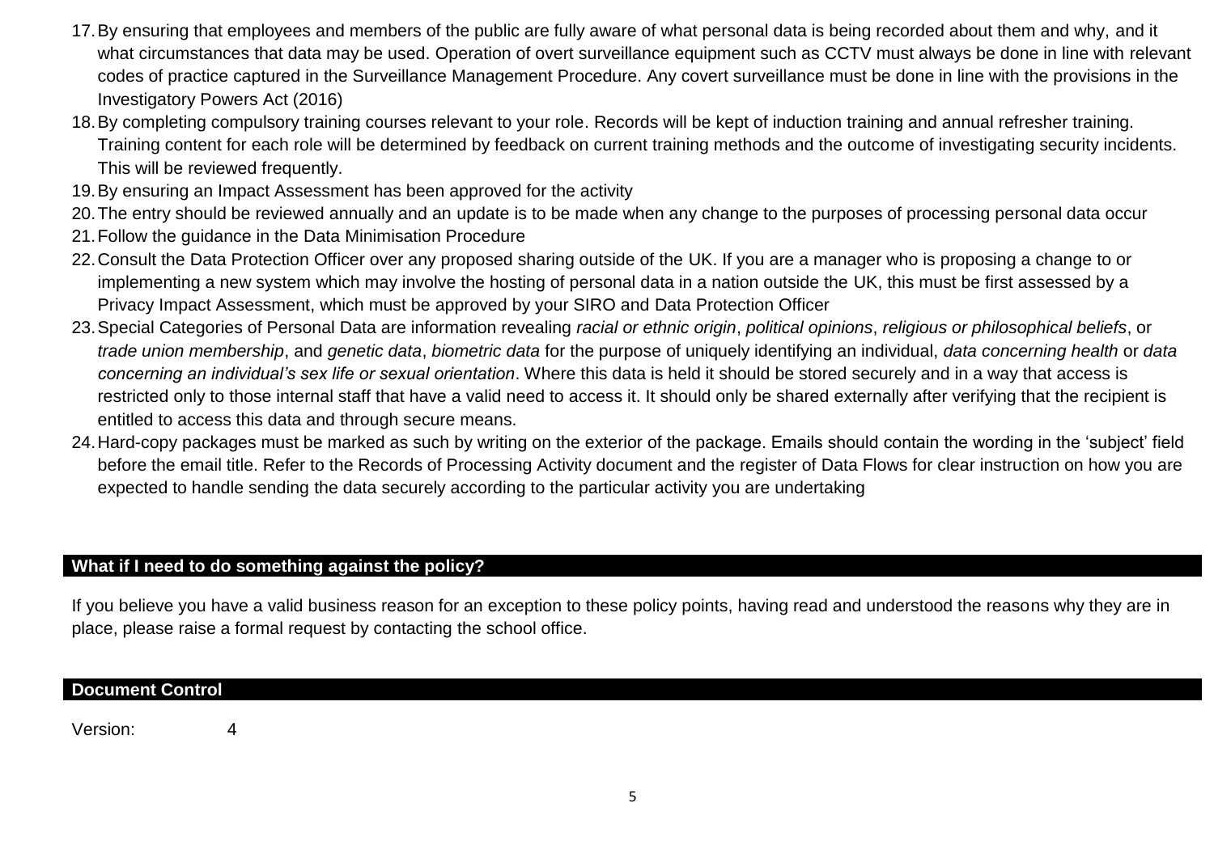17. By ensuring that employees and members of the public are fully aware of what personal data is being recorded about them and why, and it what circumstances that data may be used. Operation of overt surveillance equipment such as CCTV must always be done in line with relevant codes of practice captured in the Surveillance Management Procedure. Any covert surveillance must be done in line with the provisions in the Investigatory Powers Act (2016)
18. By completing compulsory training courses relevant to your role. Records will be kept of induction training and annual refresher training. Training content for each role will be determined by feedback on current training methods and the outcome of investigating security incidents. This will be reviewed frequently.
19. By ensuring an Impact Assessment has been approved for the activity
20. The entry should be reviewed annually and an update is to be made when any change to the purposes of processing personal data occur
21. Follow the guidance in the Data Minimisation Procedure
22. Consult the Data Protection Officer over any proposed sharing outside of the UK. If you are a manager who is proposing a change to or implementing a new system which may involve the hosting of personal data in a nation outside the UK, this must be first assessed by a Privacy Impact Assessment, which must be approved by your SIRO and Data Protection Officer
23. Special Categories of Personal Data are information revealing *racial or ethnic origin*, *political opinions*, *religious or philosophical beliefs*, or *trade union membership*, and *genetic data*, *biometric data* for the purpose of uniquely identifying an individual, *data concerning health* or *data concerning an individual's sex life or sexual orientation*. Where this data is held it should be stored securely and in a way that access is restricted only to those internal staff that have a valid need to access it. It should only be shared externally after verifying that the recipient is entitled to access this data and through secure means.
24. Hard-copy packages must be marked as such by writing on the exterior of the package. Emails should contain the wording in the 'subject' field before the email title. Refer to the Records of Processing Activity document and the register of Data Flows for clear instruction on how you are expected to handle sending the data securely according to the particular activity you are undertaking

## What if I need to do something against the policy?

If you believe you have a valid business reason for an exception to these policy points, having read and understood the reasons why they are in place, please raise a formal request by contacting the school office.

## Document Control

Version: 4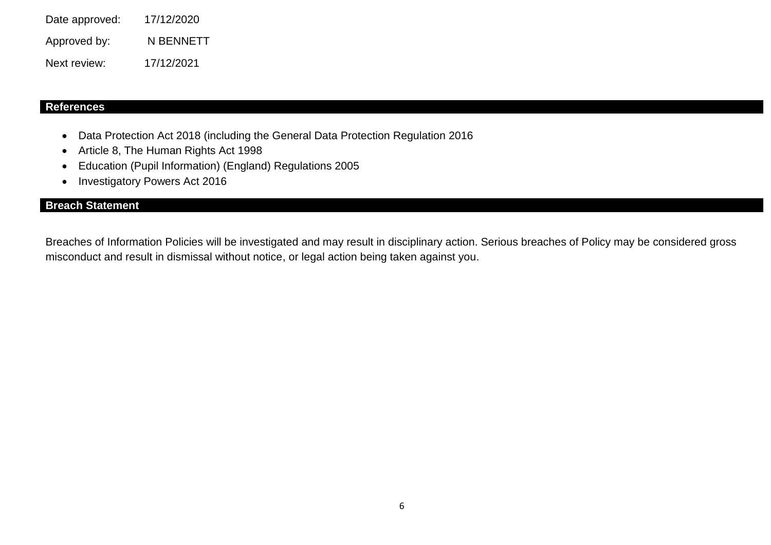Date approved: 17/12/2020

Approved by: N BENNETT

Next review: 17/12/2021

## References

- Data Protection Act 2018 (including the General Data Protection Regulation 2016
- Article 8, The Human Rights Act 1998
- Education (Pupil Information) (England) Regulations 2005
- Investigatory Powers Act 2016

## Breach Statement

Breaches of Information Policies will be investigated and may result in disciplinary action. Serious breaches of Policy may be considered gross misconduct and result in dismissal without notice, or legal action being taken against you.